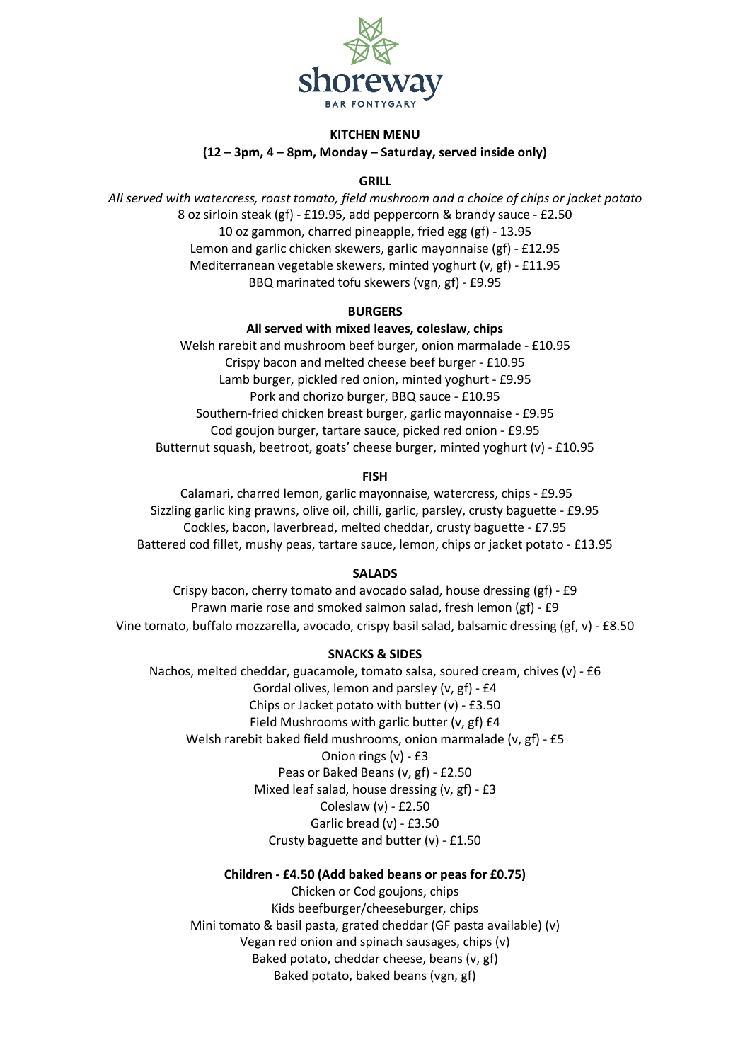shoreway

BAR FONTYGARY

## KITCHEN MENU

**(12 – 3pm, 4 – 8pm, Monday – Saturday, served inside only)**

### GRILL

*All served with watercress, roast tomato, field mushroom and a choice of chips or jacket potato*

8 oz sirloin steak (gf) - £19.95, add peppercorn & brandy sauce - £2.50
10 oz gammon, charred pineapple, fried egg (gf) - 13.95
Lemon and garlic chicken skewers, garlic mayonnaise (gf) - £12.95
Mediterranean vegetable skewers, minted yoghurt (v, gf) - £11.95
BBQ marinated tofu skewers (vgn, gf) - £9.95

### BURGERS

**All served with mixed leaves, coleslaw, chips**

Welsh rarebit and mushroom beef burger, onion marmalade - £10.95
Crispy bacon and melted cheese beef burger - £10.95
Lamb burger, pickled red onion, minted yoghurt - £9.95
Pork and chorizo burger, BBQ sauce - £10.95
Southern-fried chicken breast burger, garlic mayonnaise - £9.95
Cod goujon burger, tartare sauce, picked red onion - £9.95
Butternut squash, beetroot, goats' cheese burger, minted yoghurt (v) - £10.95

### FISH

Calamari, charred lemon, garlic mayonnaise, watercress, chips - £9.95
Sizzling garlic king prawns, olive oil, chilli, garlic, parsley, crusty baguette - £9.95
Cockles, bacon, laverbread, melted cheddar, crusty baguette - £7.95
Battered cod fillet, mushy peas, tartare sauce, lemon, chips or jacket potato - £13.95

### SALADS

Crispy bacon, cherry tomato and avocado salad, house dressing (gf) - £9
Prawn marie rose and smoked salmon salad, fresh lemon (gf) - £9
Vine tomato, buffalo mozzarella, avocado, crispy basil salad, balsamic dressing (gf, v) - £8.50

### SNACKS & SIDES

Nachos, melted cheddar, guacamole, tomato salsa, soured cream, chives (v) - £6
Gordal olives, lemon and parsley (v, gf) - £4
Chips or Jacket potato with butter (v) - £3.50
Field Mushrooms with garlic butter (v, gf) £4
Welsh rarebit baked field mushrooms, onion marmalade (v, gf) - £5
Onion rings (v) - £3
Peas or Baked Beans (v, gf) - £2.50
Mixed leaf salad, house dressing (v, gf) - £3
Coleslaw (v) - £2.50
Garlic bread (v) - £3.50
Crusty baguette and butter (v) - £1.50

### Children - £4.50 (Add baked beans or peas for £0.75)

Chicken or Cod goujons, chips
Kids beefburger/cheeseburger, chips
Mini tomato & basil pasta, grated cheddar (GF pasta available) (v)
Vegan red onion and spinach sausages, chips (v)
Baked potato, cheddar cheese, beans (v, gf)
Baked potato, baked beans (vgn, gf)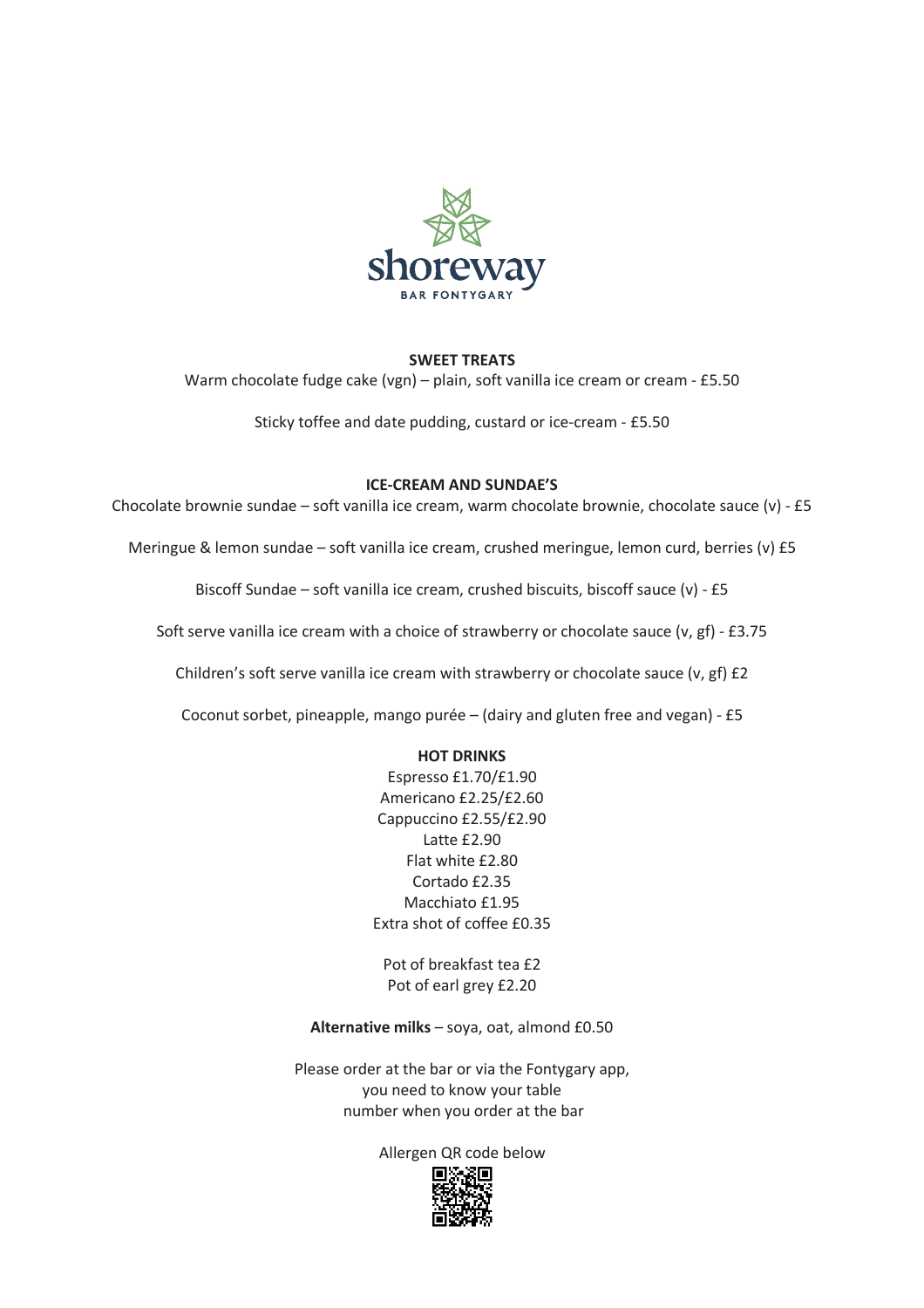shoreway

BAR FONTYGARY

## SWEET TREATS

Warm chocolate fudge cake (vgn) – plain, soft vanilla ice cream or cream - £5.50

Sticky toffee and date pudding, custard or ice-cream - £5.50

## ICE-CREAM AND SUNDAE'S

Chocolate brownie sundae – soft vanilla ice cream, warm chocolate brownie, chocolate sauce (v) - £5

Meringue & lemon sundae – soft vanilla ice cream, crushed meringue, lemon curd, berries (v) £5

Biscoff Sundae – soft vanilla ice cream, crushed biscuits, biscoff sauce (v) - £5

Soft serve vanilla ice cream with a choice of strawberry or chocolate sauce (v, gf) - £3.75

Children's soft serve vanilla ice cream with strawberry or chocolate sauce (v, gf) £2

Coconut sorbet, pineapple, mango purée – (dairy and gluten free and vegan) - £5

## HOT DRINKS

Espresso £1.70/£1.90
Americano £2.25/£2.60
Cappuccino £2.55/£2.90
Latte £2.90
Flat white £2.80
Cortado £2.35
Macchiato £1.95
Extra shot of coffee £0.35

Pot of breakfast tea £2
Pot of earl grey £2.20

**Alternative milks** – soya, oat, almond £0.50

Please order at the bar or via the Fontygary app,
you need to know your table
number when you order at the bar

Allergen QR code below